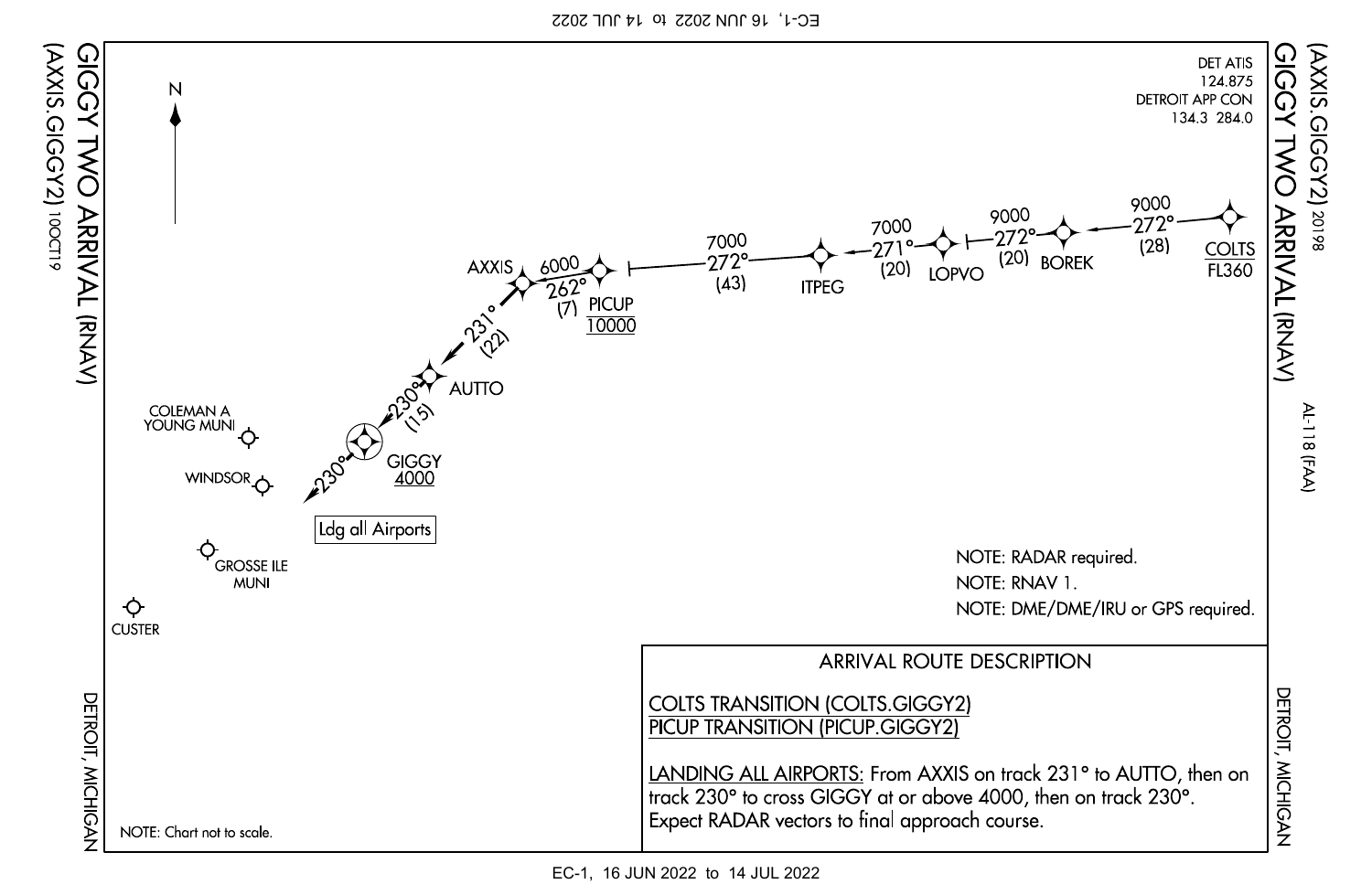# GIGGY TWO ARRIVAL (RNAV)

## (AXXIS.GIGGY2) 20198

AL-118 (FAA)

DETROIT, MICHIGAN

DET ATIS
124.875
DETROIT APP CON
134.3 284.0

COLTS FL360 — 272° (28) — BOREK — 9000 272° (20) — LOPVO — 7000 271° (20) — ITPEG — 7000 272° (43) — PICUP 10000 — 6000 262° (7) — AXXIS — 231° (22) — AUTTO — 230° (15) — GIGGY 4000 — 230°

Ldg all Airports

COLEMAN A YOUNG MUNI

WINDSOR

GROSSE ILE MUNI

CUSTER

NOTE: RADAR required.

NOTE: RNAV 1.

NOTE: DME/DME/IRU or GPS required.

NOTE: Chart not to scale.

### ARRIVAL ROUTE DESCRIPTION

COLTS TRANSITION (COLTS.GIGGY2)

PICUP TRANSITION (PICUP.GIGGY2)

LANDING ALL AIRPORTS: From AXXIS on track 231° to AUTTO, then on track 230° to cross GIGGY at or above 4000, then on track 230°. Expect RADAR vectors to final approach course.

GIGGY TWO ARRIVAL (RNAV)
(AXXIS.GIGGY2) 10OCT19

DETROIT, MICHIGAN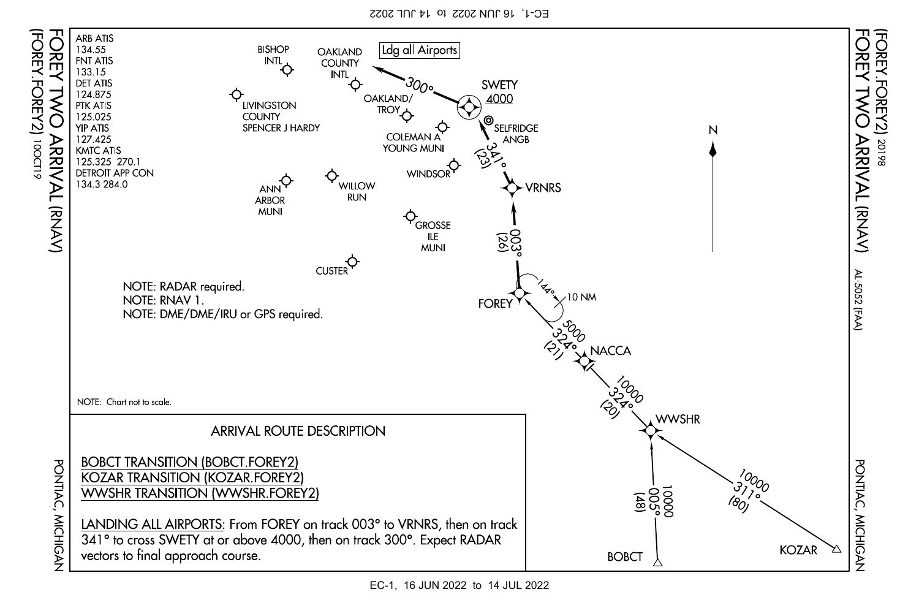# FOREY TWO ARRIVAL (RNAV)
## (FOREY.FOREY2)

PONTIAC, MICHIGAN

AL-5052 (FAA)

20198

10OCT19

ARB ATIS
134.55
FNT ATIS
133.15
DET ATIS
124.875
PTK ATIS
125.025
YIP ATIS
127.425
KMTC ATIS
125.325 270.1
DETROIT APP CON
134.3 284.0

BISHOP INTL

OAKLAND COUNTY INTL

LIVINGSTON COUNTY SPENCER J HARDY

OAKLAND/TROY

COLEMAN A YOUNG MUNI

SELFRIDGE ANGB

WINDSOR

ANN ARBOR MUNI

WILLOW RUN

GROSSE ILE MUNI

CUSTER

Ldg all Airports

300°

SWETY
4000

341° (23)

VRNRS

003° (26)

FOREY

144° 10 NM

5000 324° (21)

NACCA

10000 324° (20)

WWSHR

10000 005° (48)

10000 311° (80)

BOBCT

KOZAR

N

NOTE: RADAR required.
NOTE: RNAV 1.
NOTE: DME/DME/IRU or GPS required.

NOTE: Chart not to scale.

### ARRIVAL ROUTE DESCRIPTION

BOBCT TRANSITION (BOBCT.FOREY2)
KOZAR TRANSITION (KOZAR.FOREY2)
WWSHR TRANSITION (WWSHR.FOREY2)

LANDING ALL AIRPORTS: From FOREY on track 003° to VRNRS, then on track 341° to cross SWETY at or above 4000, then on track 300°. Expect RADAR vectors to final approach course.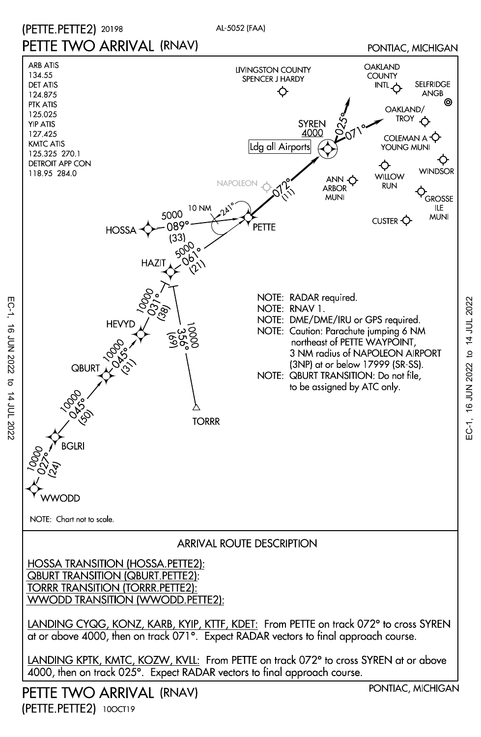# PETTE TWO ARRIVAL (RNAV)

(PETTE.PETTE2) 20198

AL-5052 (FAA)

PONTIAC, MICHIGAN

ARB ATIS
134.55
DET ATIS
124.875
PTK ATIS
125.025
YIP ATIS
127.425
KMTC ATIS
125.325 270.1
DETROIT APP CON
118.95 284.0

LIVINGSTON COUNTY SPENCER J HARDY

OAKLAND COUNTY INTL

SELFRIDGE ANGB

OAKLAND/ TROY

COLEMAN A YOUNG MUNI

WINDSOR

WILLOW RUN

ANN ARBOR MUNI

GROSSE ILE MUNI

CUSTER

NAPOLEON

SYREN
4000

Ldg all Airports

025°

071°

072° (11)

PETTE

10 NM

241°

HOSSA

5000
089°
(33)

HAZIT

5000
061°
(21)

10000
031°
(38)

HEVYD

10000
045°
(31)

QBURT

10000
045°
(50)

BGLRI

10000
027°
(24)

WWODD

10000
356°
(69)

TORRR

NOTE: RADAR required.
NOTE: RNAV 1.
NOTE: DME/DME/IRU or GPS required.
NOTE: Caution: Parachute jumping 6 NM northeast of PETTE WAYPOINT, 3 NM radius of NAPOLEON AIRPORT (3NP) at or below 17999 (SR-SS).
NOTE: QBURT TRANSITION: Do not file, to be assigned by ATC only.

NOTE: Chart not to scale.

## ARRIVAL ROUTE DESCRIPTION

HOSSA TRANSITION (HOSSA.PETTE2):
QBURT TRANSITION (QBURT.PETTE2):
TORRR TRANSITION (TORRR.PETTE2):
WWODD TRANSITION (WWODD.PETTE2):

LANDING CYQG, KONZ, KARB, KYIP, KTTF, KDET: From PETTE on track 072° to cross SYREN at or above 4000, then on track 071°. Expect RADAR vectors to final approach course.

LANDING KPTK, KMTC, KOZW, KVLL: From PETTE on track 072° to cross SYREN at or above 4000, then on track 025°. Expect RADAR vectors to final approach course.

PETTE TWO ARRIVAL (RNAV)
(PETTE.PETTE2) 10OCT19

PONTIAC, MICHIGAN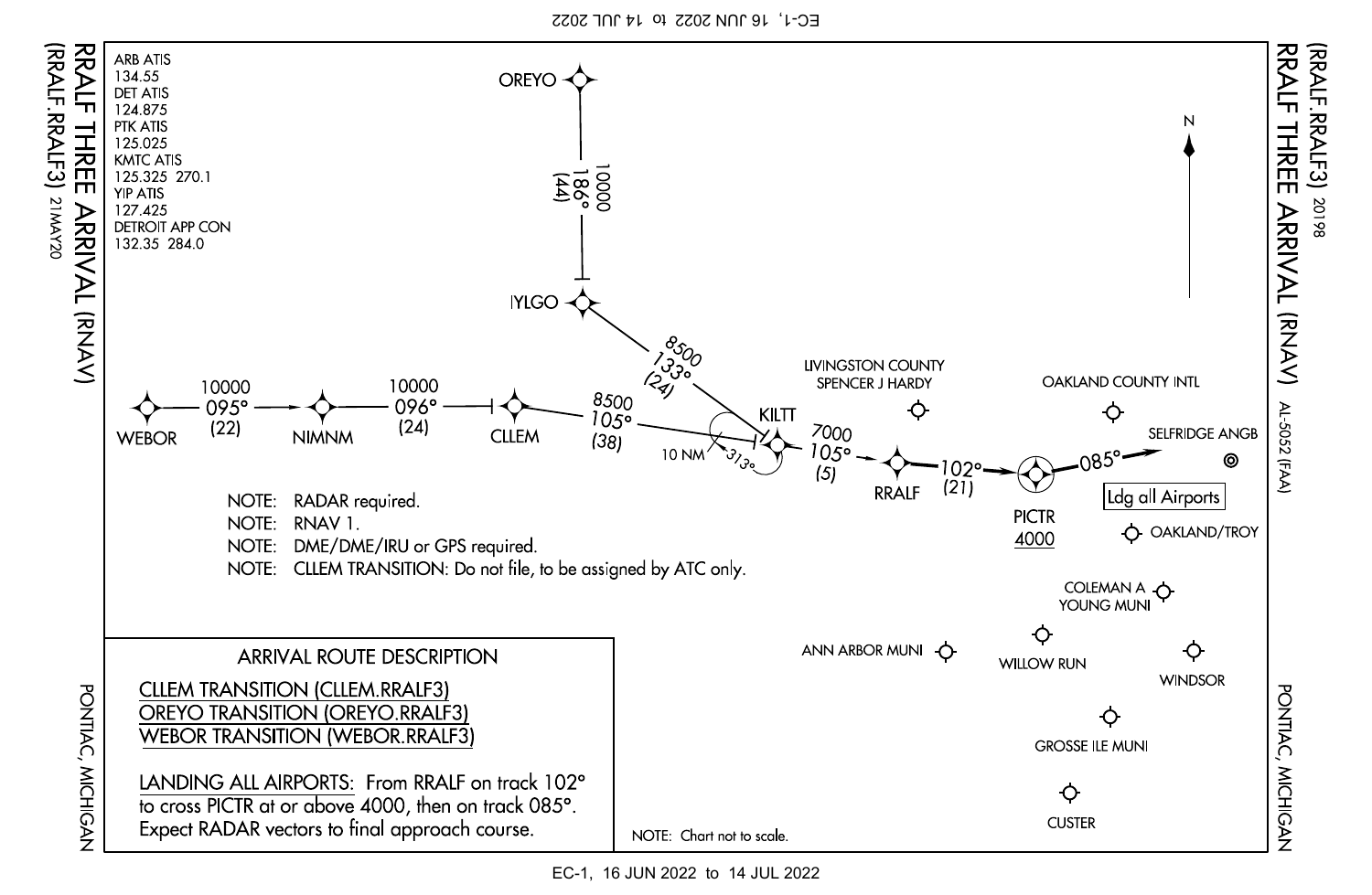# RRALF THREE ARRIVAL (RNAV)

(RRALF.RRALF3) 21MAY20

ARB ATIS
134.55
DET ATIS
124.875
PTK ATIS
125.025
KMTC ATIS
125.325 270.1
YIP ATIS
127.425
DETROIT APP CON
132.35 284.0

OREYO
10000
186°
(44)
IYLGO
8500
133°
(24)
WEBOR
10000
095°
(22)
NIMNM
10000
096°
(24)
CLLEM
8500
105°
(38)
KILTT
10 NM
313°
7000
105°
(5)
RRALF
102°
(21)
PICTR
4000
085°
Ldg all Airports

N

LIVINGSTON COUNTY SPENCER J HARDY
OAKLAND COUNTY INTL
SELFRIDGE ANGB
OAKLAND/TROY
COLEMAN A YOUNG MUNI
ANN ARBOR MUNI
WILLOW RUN
WINDSOR
GROSSE ILE MUNI
CUSTER

NOTE: RADAR required.
NOTE: RNAV 1.
NOTE: DME/DME/IRU or GPS required.
NOTE: CLLEM TRANSITION: Do not file, to be assigned by ATC only.

## ARRIVAL ROUTE DESCRIPTION

CLLEM TRANSITION (CLLEM.RRALF3)
OREYO TRANSITION (OREYO.RRALF3)
WEBOR TRANSITION (WEBOR.RRALF3)

LANDING ALL AIRPORTS: From RRALF on track 102° to cross PICTR at or above 4000, then on track 085°. Expect RADAR vectors to final approach course.

NOTE: Chart not to scale.

RRALF THREE ARRIVAL (RNAV)
(RRALF.RRALF3) 20198

AL-5052 (FAA)

PONTIAC, MICHIGAN